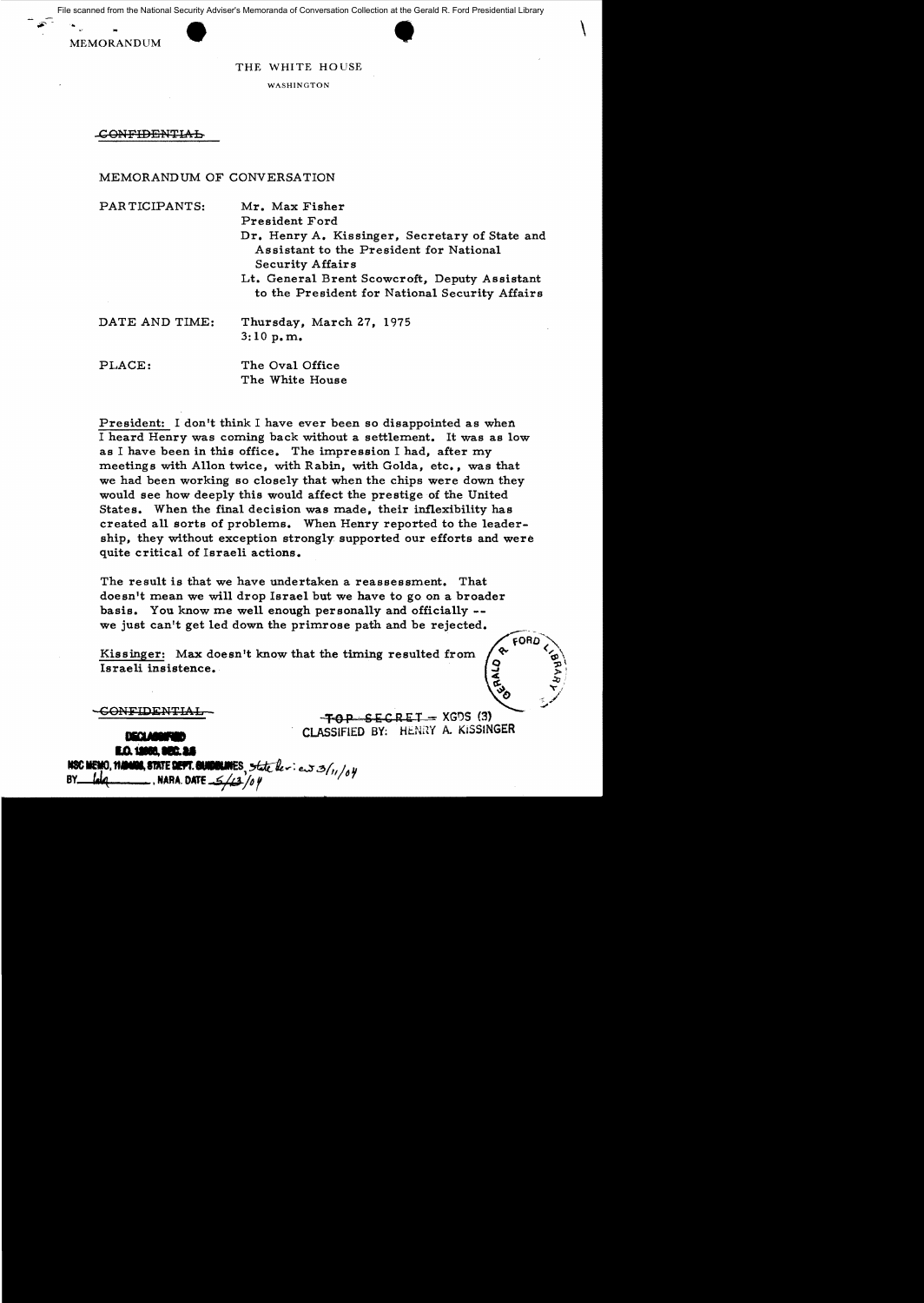File scanned from the National Security Adviser's Memoranda of Conversation Collection at the Gerald R. Ford Presidential Library

MEMORANDUM

THE WHITE HOUSE

WASHINGTON

~~CONFIDENTIAL~~

MEMORANDUM OF CONVERSATION

PARTICIPANTS: Mr. Max Fisher
President Ford
Dr. Henry A. Kissinger, Secretary of State and Assistant to the President for National Security Affairs
Lt. General Brent Scowcroft, Deputy Assistant to the President for National Security Affairs

DATE AND TIME: Thursday, March 27, 1975
3:10 p.m.

PLACE: The Oval Office
The White House

President: I don't think I have ever been so disappointed as when I heard Henry was coming back without a settlement. It was as low as I have been in this office. The impression I had, after my meetings with Allon twice, with Rabin, with Golda, etc., was that we had been working so closely that when the chips were down they would see how deeply this would affect the prestige of the United States. When the final decision was made, their inflexibility has created all sorts of problems. When Henry reported to the leadership, they without exception strongly supported our efforts and were quite critical of Israeli actions.

The result is that we have undertaken a reassessment. That doesn't mean we will drop Israel but we have to go on a broader basis. You know me well enough personally and officially -- we just can't get led down the primrose path and be rejected.

Kissinger: Max doesn't know that the timing resulted from Israeli insistence.

~~CONFIDENTIAL~~

~~TOP SECRET~~ – XGDS (3)
CLASSIFIED BY: HENRY A. KISSINGER

DECLASSIFIED
E.O. 12958, SEC. 3.5
NSC MEMO, 11/24/98, STATE DEPT. GUIDELINES, State Rev: 3/11/04
BY lalq, NARA, DATE 5/13/04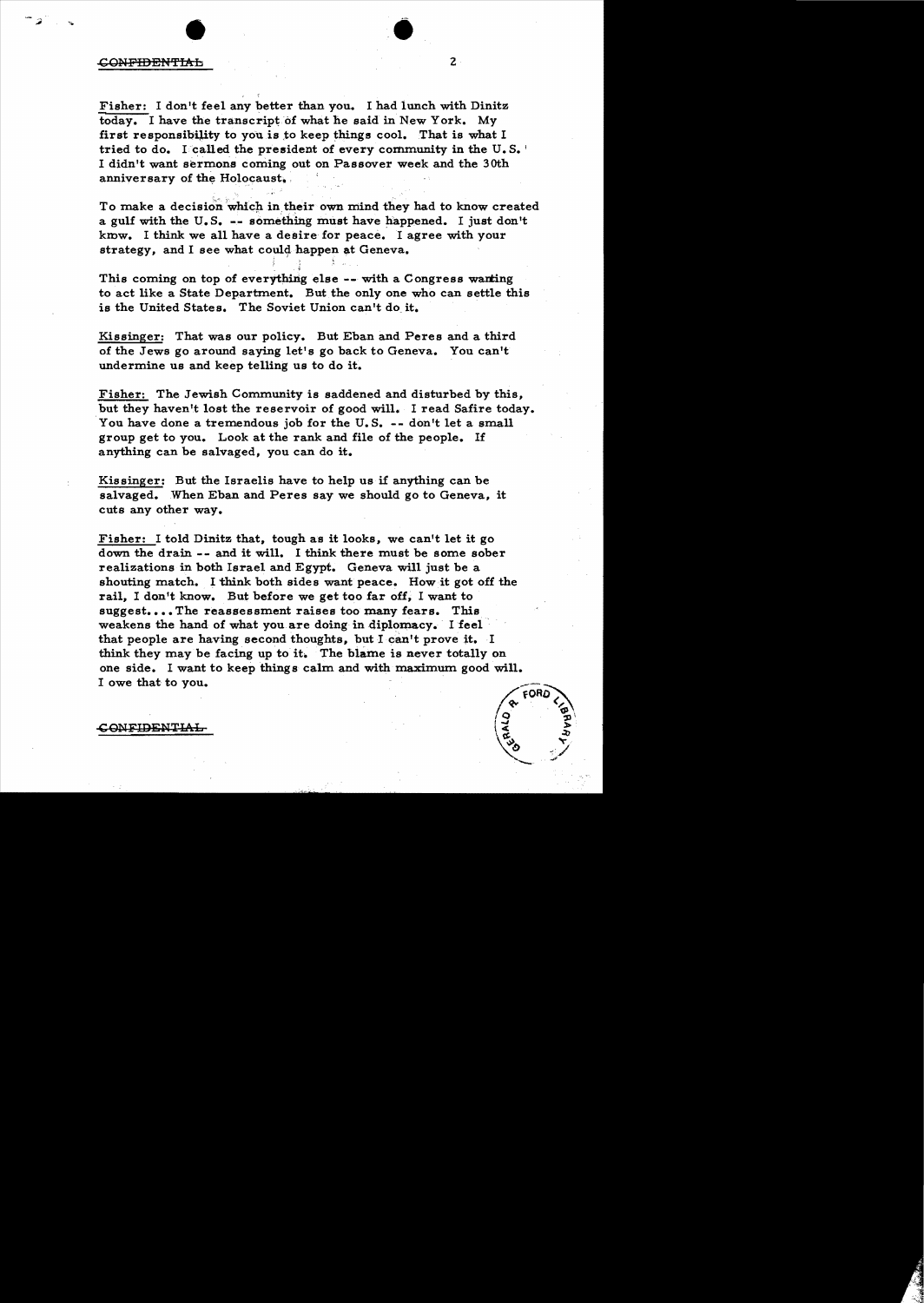Fisher: I don't feel any better than you. I had lunch with Dinitz today. I have the transcript of what he said in New York. My first responsibility to you is to keep things cool. That is what I tried to do. I called the president of every community in the U.S. I didn't want sermons coming out on Passover week and the 30th anniversary of the Holocaust.

To make a decision which in their own mind they had to know created a gulf with the U.S. -- something must have happened. I just don't know. I think we all have a desire for peace. I agree with your strategy, and I see what could happen at Geneva.

This coming on top of everything else -- with a Congress wanting to act like a State Department. But the only one who can settle this is the United States. The Soviet Union can't do it.

Kissinger: That was our policy. But Eban and Peres and a third of the Jews go around saying let's go back to Geneva. You can't undermine us and keep telling us to do it.

Fisher: The Jewish Community is saddened and disturbed by this, but they haven't lost the reservoir of good will. I read Safire today. You have done a tremendous job for the U.S. -- don't let a small group get to you. Look at the rank and file of the people. If anything can be salvaged, you can do it.

Kissinger: But the Israelis have to help us if anything can be salvaged. When Eban and Peres say we should go to Geneva, it cuts any other way.

Fisher: I told Dinitz that, tough as it looks, we can't let it go down the drain -- and it will. I think there must be some sober realizations in both Israel and Egypt. Geneva will just be a shouting match. I think both sides want peace. How it got off the rail, I don't know. But before we get too far off, I want to suggest....The reassessment raises too many fears. This weakens the hand of what you are doing in diplomacy. I feel that people are having second thoughts, but I can't prove it. I think they may be facing up to it. The blame is never totally on one side. I want to keep things calm and with maximum good will. I owe that to you.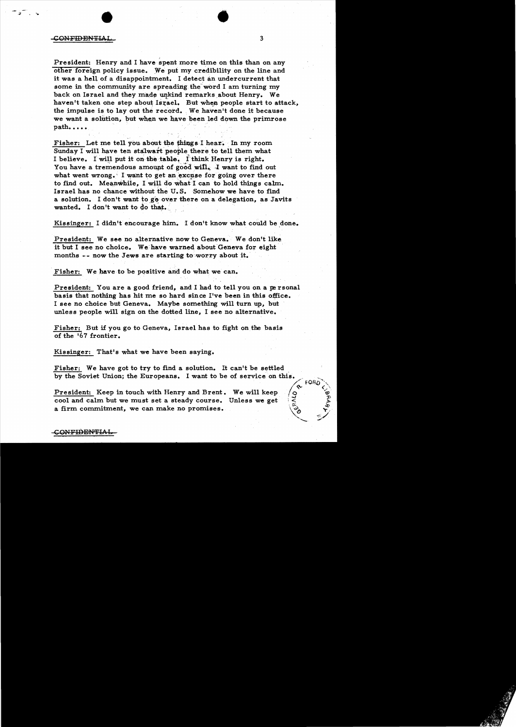President: Henry and I have spent more time on this than on any other foreign policy issue. We put my credibility on the line and it was a hell of a disappointment. I detect an undercurrent that some in the community are spreading the word I am turning my back on Israel and they made unkind remarks about Henry. We haven't taken one step about Israel. But when people start to attack, the impulse is to lay out the record. We haven't done it because we want a solution, but when we have been led down the primrose path.....

Fisher: Let me tell you about the things I hear. In my room Sunday I will have ten stalwart people there to tell them what I believe. I will put it on the table. I think Henry is right. You have a tremendous amount of good will. I want to find out what went wrong. I want to get an excuse for going over there to find out. Meanwhile, I will do what I can to hold things calm. Israel has no chance without the U.S. Somehow we have to find a solution. I don't want to go over there on a delegation, as Javits wanted. I don't want to do that.

Kissinger: I didn't encourage him. I don't know what could be done.

President: We see no alternative now to Geneva. We don't like it but I see no choice. We have warned about Geneva for eight months -- now the Jews are starting to worry about it.

Fisher: We have to be positive and do what we can.

President: You are a good friend, and I had to tell you on a personal basis that nothing has hit me so hard since I've been in this office. I see no choice but Geneva. Maybe something will turn up, but unless people will sign on the dotted line, I see no alternative.

Fisher: But if you go to Geneva, Israel has to fight on the basis of the '67 frontier.

Kissinger: That's what we have been saying.

Fisher: We have got to try to find a solution. It can't be settled by the Soviet Union; the Europeans. I want to be of service on this.

President: Keep in touch with Henry and Brent. We will keep cool and calm but we must set a steady course. Unless we get a firm commitment, we can make no promises.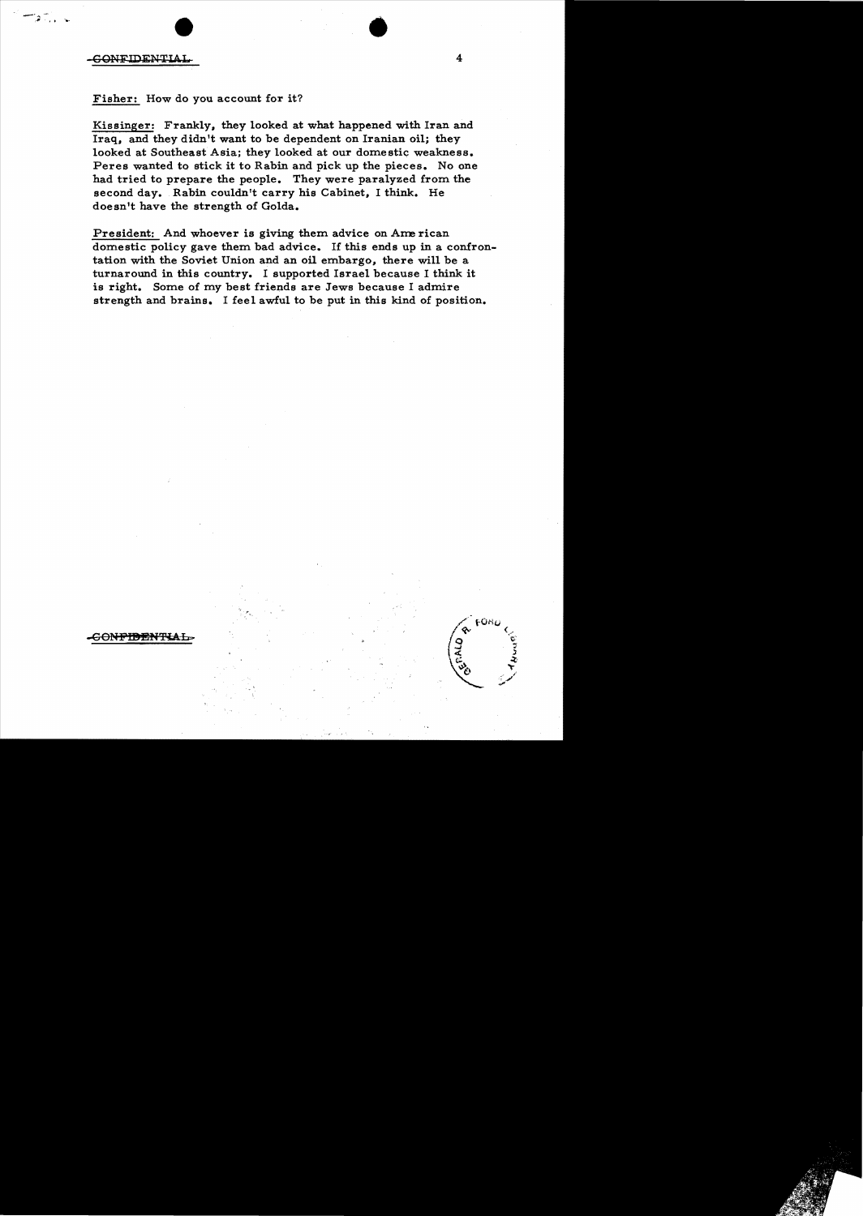~~CONFIDENTIAL~~

Fisher: How do you account for it?

Kissinger: Frankly, they looked at what happened with Iran and Iraq, and they didn't want to be dependent on Iranian oil; they looked at Southeast Asia; they looked at our domestic weakness. Peres wanted to stick it to Rabin and pick up the pieces. No one had tried to prepare the people. They were paralyzed from the second day. Rabin couldn't carry his Cabinet, I think. He doesn't have the strength of Golda.

President: And whoever is giving them advice on American domestic policy gave them bad advice. If this ends up in a confrontation with the Soviet Union and an oil embargo, there will be a turnaround in this country. I supported Israel because I think it is right. Some of my best friends are Jews because I admire strength and brains. I feel awful to be put in this kind of position.

~~CONFIDENTIAL~~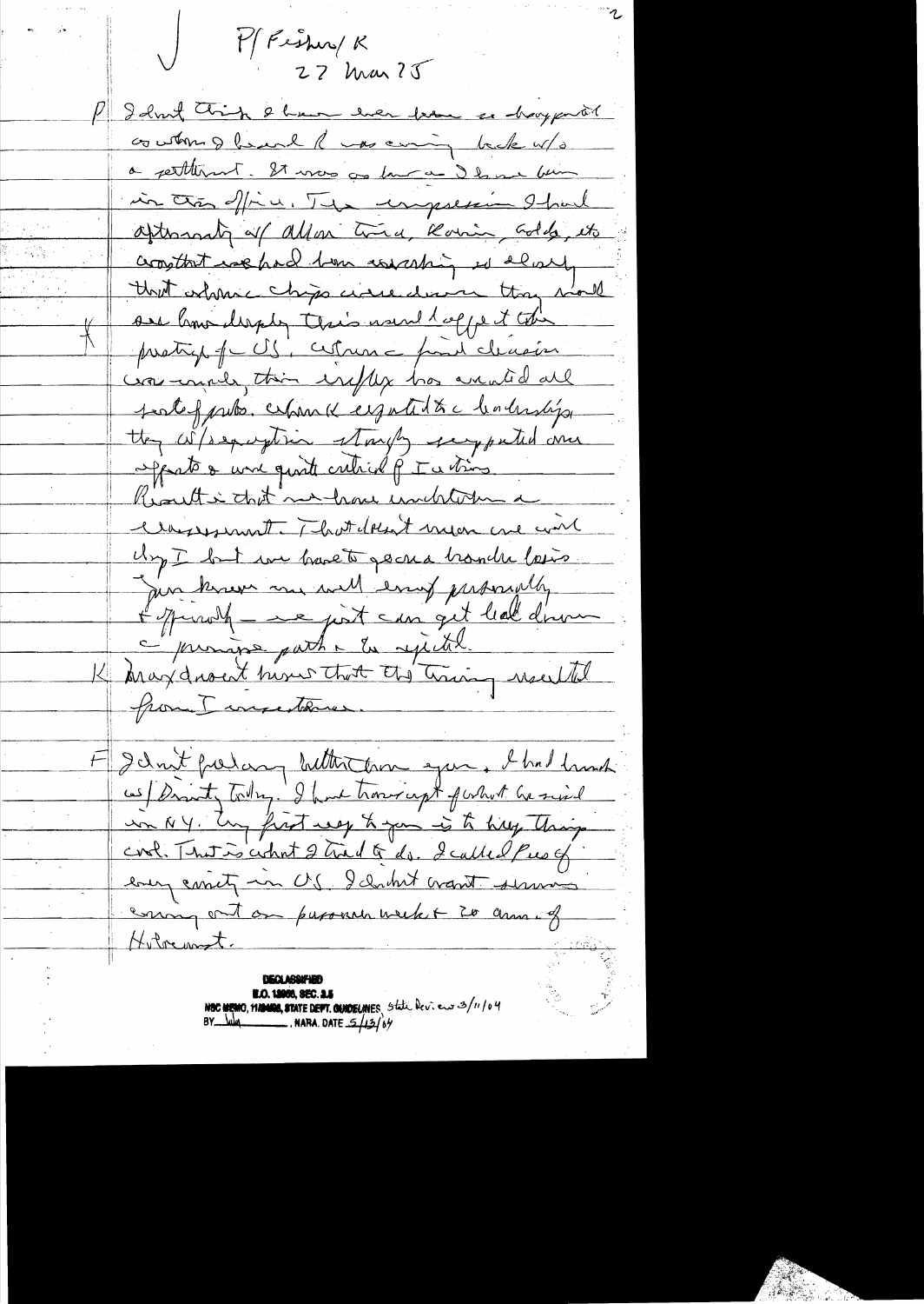P/ Fisher/ K

27 Mar 75

P I don't think I have ever been so disappointed as when I heard K was coming back w/o a settlement. It was as hard a blow as I have been in this office. The impression I had afterwards w/ Allon, Rabin, Golda, etc constant we had been working so closely that when chips were down they would see how deeply this would affect the prestige of US. Without final decision was made, this impasse has created all sorts of problems. When K expected that leadership they w/ exception strongly supported our efforts & were quite critical of Israelis. Result is that we have undertaken a reassessment. That doesn't mean we will deny Israel but we have to get a handle on this. You know me well enough personally & officially — we just can get led down a primrose path & be rejected.

K Max doesn't know that this thing resulted from Israeli insistence.

F I don't feel any better than you. I had lunch w/ Dinitz today. I have transcript of what he said in NY. My first duty to you is to keep things cool. That is what I tried to do. I called Pres of every community in US. I didn't want someone coming out on personal attack & call of Ambassador.

DECLASSIFIED
E.O. 12958, SEC. 3.5
NSC MEMO, 11/24/98, STATE DEPT. GUIDELINES State Rev. ew 3/11/04
BY ___ NARA. DATE 5/13/04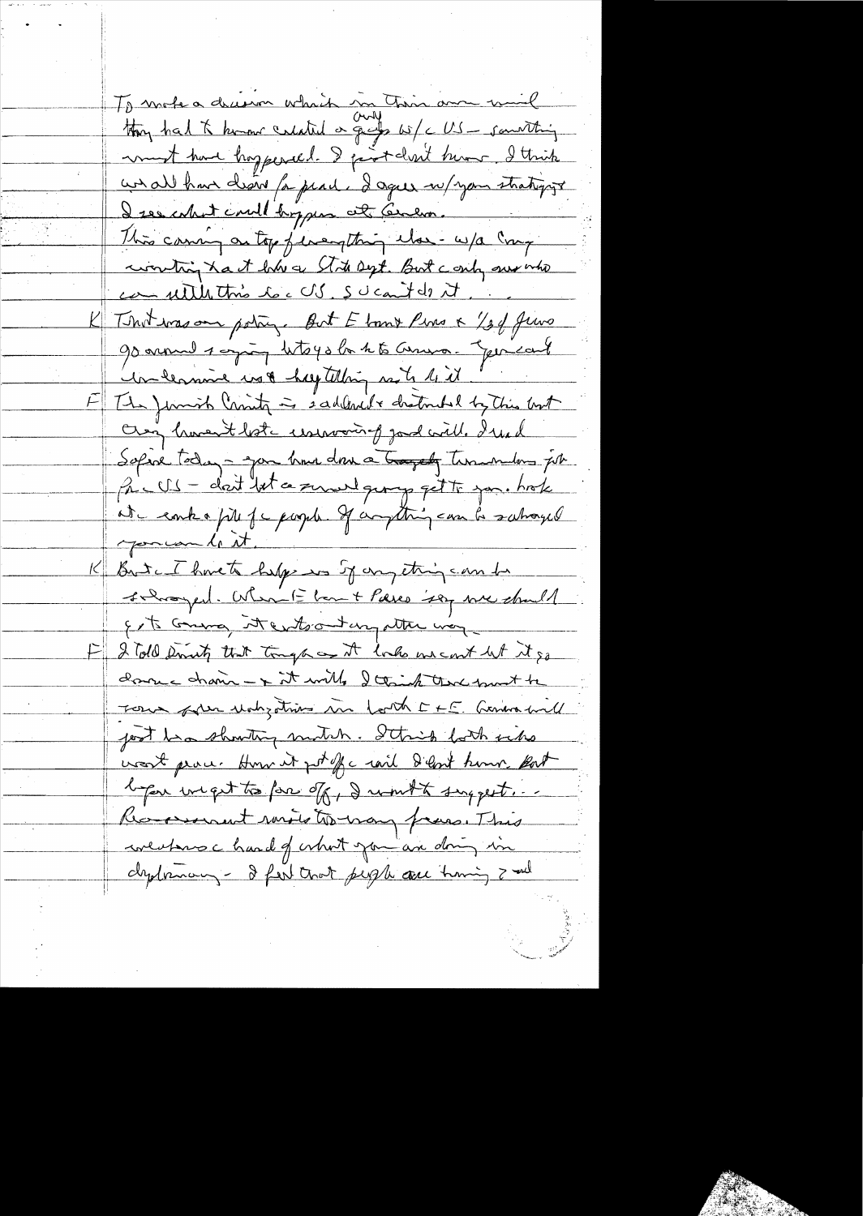To make a decision which in their own mind they had to know created a gap w/ the US — something must have happened. I just don't know. I think we all have done/are ready. I agree w/ your strategy. I see what could happen at Geneva.

This coming on top of everything else — w/a Cong. wanting to cut aid to a State Dept. But only one who can settle this is the US. S U can't do it.

K That was our policy. But E [?] and Peres & 1/3 of Jews go around saying let's go back to Geneva. You can't undermine us & keep telling us to do it.

F The Jewish Community is saddened & disturbed by this but they haven't lost a reservoir of good will. I said Sapir today — you have done a tragedy tremendous job for the US — don't let a small group get to you. Look at the vote a pile of people. If anything can be salvaged you can do it.

K But I have to help us if anything can be salvaged. When E[?] and Peres say we should go to Geneva, it cuts out any other way.

F I told Dinitz that tough as it looks we can't let it go down the drain — & it will. I think there must be some face-saving solutions in both E & E. Geneva will just be a shouting match. I think both sides want peace. How it got off the rail I don't know. But before we get too far off, I want to suggest — Reassessment raises too many fears. This weakens the hand of what you are doing in diplomacy — I feel that people are having 2nd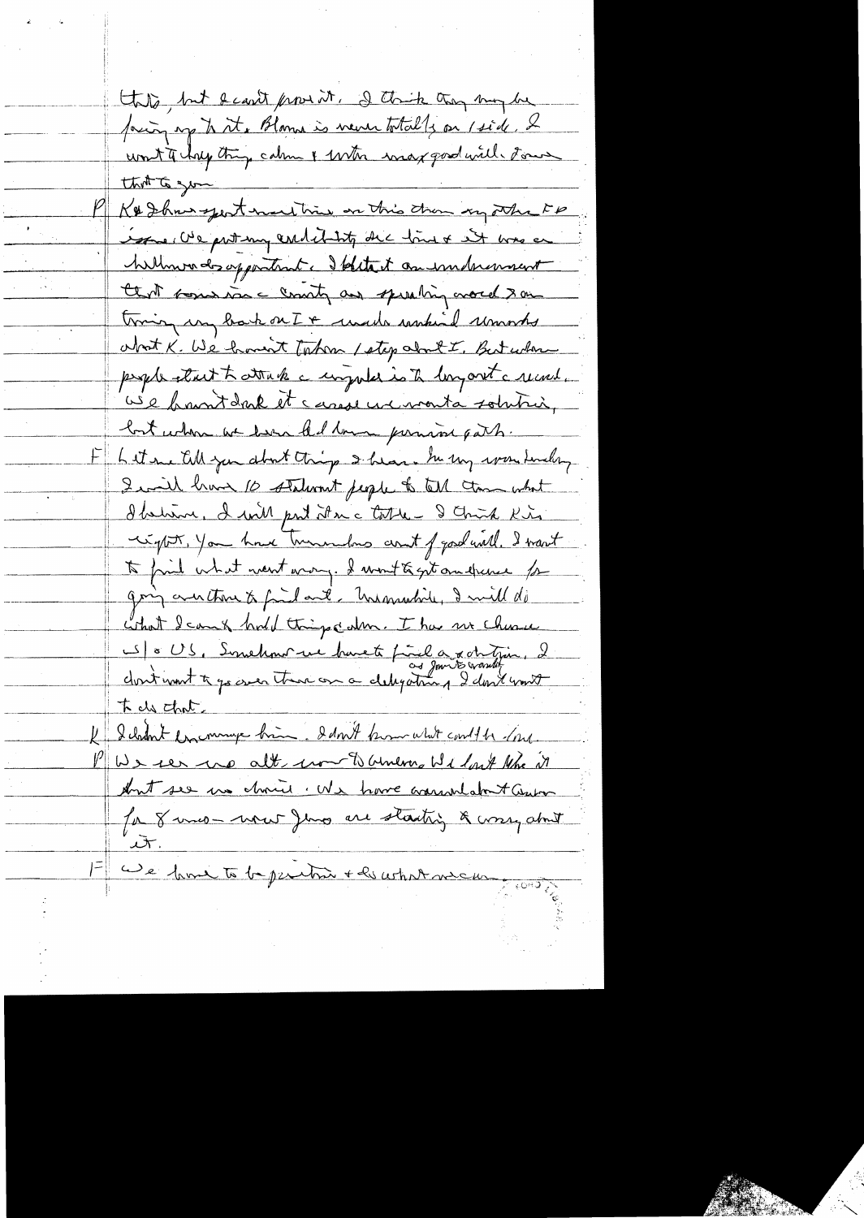this, but I can't prove it. I think they may be facing up to it. Blame is never totally on 1 side. I want to keep things calm & retain max good will. I owe that to you.

P K & I have spent more time on this than any other FP issue. We put my credibility on the line & it was a bitter disappointment. I blasted an amendment that came in a Comity and speaking word & on trying my back on I & made unkind remarks about K. We haven't taken 1 step about I. But when people start to attack a cinguler is the longest a record. We haven't dealt it cause we want a solution, but when we have led down primrose path.

F Let me tell you about things I hear. In my wonderings I will have 10 stalwart people to tell them what I believe. I will put it on the table – I think K is right. You have tremendous amt of good will. I want to find what went wrong. I want to get some chance for going over there to find out. Meanwhile, I will do what I can & hold things calm. I have no chance w/o US. Somehow we have to find a solution. I don't want to go over there on a delegation as Javits wanted. I don't want to do that.

K I didn't encourage him. I don't know what could be done.

P We see no alt. move to Ukraine. We don't like it but see no choice. We have waited about Greece for 8 mos – now Jews are starting to worry about it.

F We have to be patient & do what we can.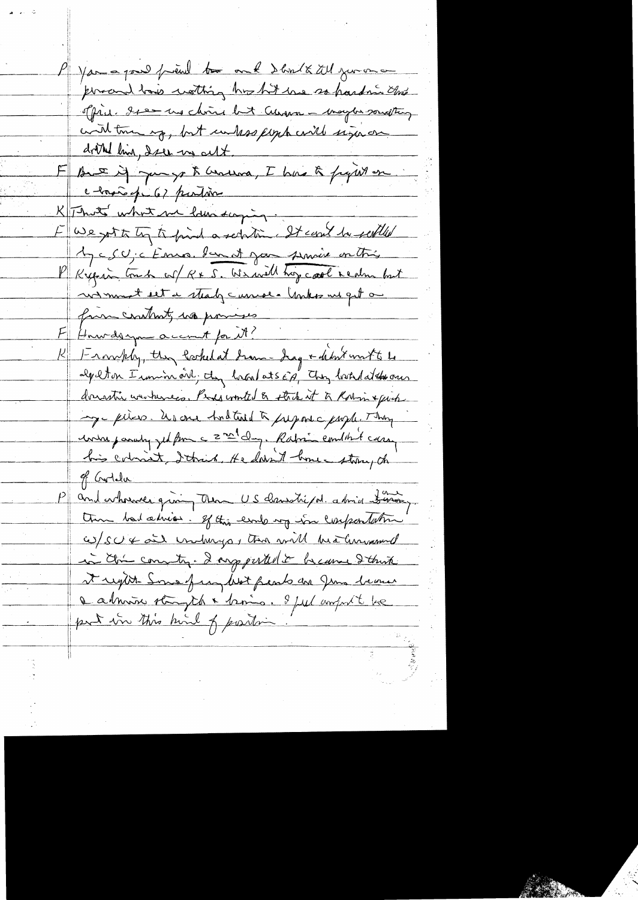P You are a good friend too and I want to tell you on a personal basis nothing has hit me so hard in this office. I see no choice but Geneva - maybe something will turn up, but unless Egypt will sign on dotted line, I see no alt.

F But if you go to Geneva, I have to fight on a basis of 67 position

K That's what we have saying.

F We got to try to find a solution. It can't be settled by a SU, c Egypt. I want your promise on this

P Keeping touch w/ R & S. We will keep cool & calm but we must set a steady course. Unless we get a firm contract, no promises

F How do you account for it?

K Frankly, they looked at Iran - Iraq & didn't want to be isolated. I am convinced they looked at SEP, they looked at their own domestic weaknesses. Pres wanted to stick it to Rabin & pick up pieces. No one had tried to prepare people. They were partly yelled from 2nd day. Rabin couldn't carry his cabinet, I think. He doesn't have strong, ch of Golda

P And whoever giving them US domestic pol. advice gave them bad advice. If this ends up in confrontation w/ SU & oil embargo, there will be a turnaround in this country. I supported it because I think it right. Some of my best friends are Jews because I admire strength & brains. I feel awful to be put in this kind of position.